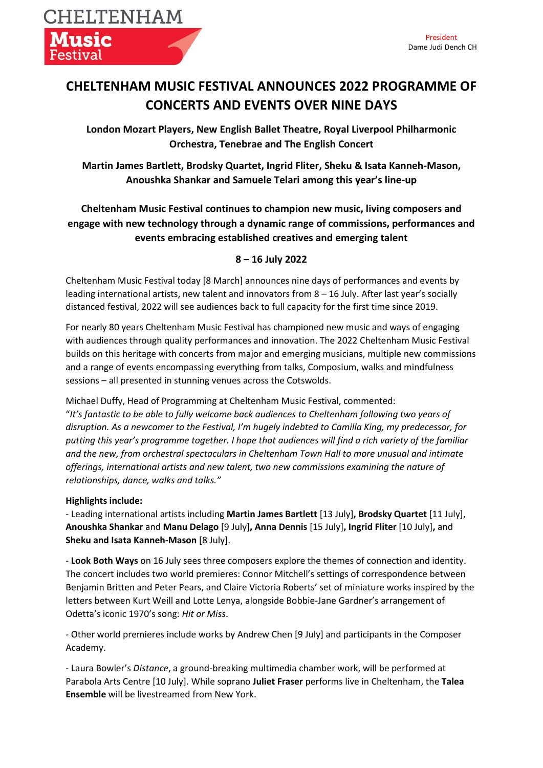CHELTENHAM
**Music**
Festival

President
Dame Judi Dench CH

# CHELTENHAM MUSIC FESTIVAL ANNOUNCES 2022 PROGRAMME OF CONCERTS AND EVENTS OVER NINE DAYS

**London Mozart Players, New English Ballet Theatre, Royal Liverpool Philharmonic Orchestra, Tenebrae and The English Concert**

**Martin James Bartlett, Brodsky Quartet, Ingrid Fliter, Sheku & Isata Kanneh-Mason, Anoushka Shankar and Samuele Telari among this year's line-up**

**Cheltenham Music Festival continues to champion new music, living composers and engage with new technology through a dynamic range of commissions, performances and events embracing established creatives and emerging talent**

**8 – 16 July 2022**

Cheltenham Music Festival today [8 March] announces nine days of performances and events by leading international artists, new talent and innovators from 8 – 16 July. After last year's socially distanced festival, 2022 will see audiences back to full capacity for the first time since 2019.

For nearly 80 years Cheltenham Music Festival has championed new music and ways of engaging with audiences through quality performances and innovation. The 2022 Cheltenham Music Festival builds on this heritage with concerts from major and emerging musicians, multiple new commissions and a range of events encompassing everything from talks, Composium, walks and mindfulness sessions – all presented in stunning venues across the Cotswolds.

Michael Duffy, Head of Programming at Cheltenham Music Festival, commented:
"*It's fantastic to be able to fully welcome back audiences to Cheltenham following two years of disruption. As a newcomer to the Festival, I'm hugely indebted to Camilla King, my predecessor, for putting this year's programme together. I hope that audiences will find a rich variety of the familiar and the new, from orchestral spectaculars in Cheltenham Town Hall to more unusual and intimate offerings, international artists and new talent, two new commissions examining the nature of relationships, dance, walks and talks."*

**Highlights include:**

- Leading international artists including **Martin James Bartlett** [13 July]**, Brodsky Quartet** [11 July], **Anoushka Shankar** and **Manu Delago** [9 July]**, Anna Dennis** [15 July]**, Ingrid Fliter** [10 July]**,** and **Sheku and Isata Kanneh-Mason** [8 July].

- **Look Both Ways** on 16 July sees three composers explore the themes of connection and identity. The concert includes two world premieres: Connor Mitchell's settings of correspondence between Benjamin Britten and Peter Pears, and Claire Victoria Roberts' set of miniature works inspired by the letters between Kurt Weill and Lotte Lenya, alongside Bobbie-Jane Gardner's arrangement of Odetta's iconic 1970's song: *Hit or Miss*.

- Other world premieres include works by Andrew Chen [9 July] and participants in the Composer Academy.

- Laura Bowler's *Distance*, a ground-breaking multimedia chamber work, will be performed at Parabola Arts Centre [10 July]. While soprano **Juliet Fraser** performs live in Cheltenham, the **Talea Ensemble** will be livestreamed from New York.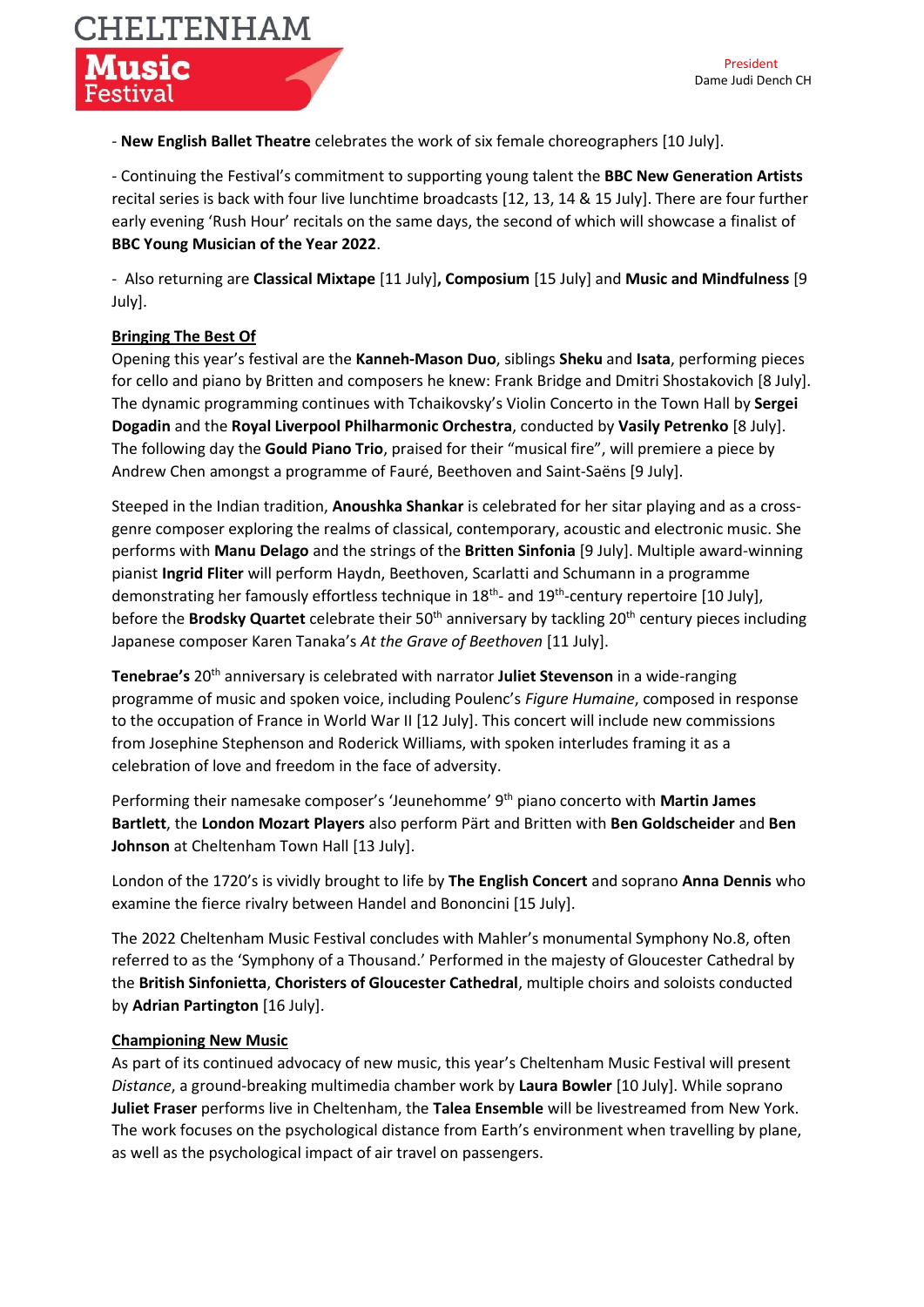- **New English Ballet Theatre** celebrates the work of six female choreographers [10 July].

- Continuing the Festival's commitment to supporting young talent the **BBC New Generation Artists** recital series is back with four live lunchtime broadcasts [12, 13, 14 & 15 July]. There are four further early evening 'Rush Hour' recitals on the same days, the second of which will showcase a finalist of **BBC Young Musician of the Year 2022**.

- Also returning are **Classical Mixtape** [11 July]**, Composium** [15 July] and **Music and Mindfulness** [9 July].

## Bringing The Best Of

Opening this year's festival are the **Kanneh-Mason Duo**, siblings **Sheku** and **Isata**, performing pieces for cello and piano by Britten and composers he knew: Frank Bridge and Dmitri Shostakovich [8 July]. The dynamic programming continues with Tchaikovsky's Violin Concerto in the Town Hall by **Sergei Dogadin** and the **Royal Liverpool Philharmonic Orchestra**, conducted by **Vasily Petrenko** [8 July]. The following day the **Gould Piano Trio**, praised for their "musical fire", will premiere a piece by Andrew Chen amongst a programme of Fauré, Beethoven and Saint-Saëns [9 July].

Steeped in the Indian tradition, **Anoushka Shankar** is celebrated for her sitar playing and as a cross-genre composer exploring the realms of classical, contemporary, acoustic and electronic music. She performs with **Manu Delago** and the strings of the **Britten Sinfonia** [9 July]. Multiple award-winning pianist **Ingrid Fliter** will perform Haydn, Beethoven, Scarlatti and Schumann in a programme demonstrating her famously effortless technique in 18th- and 19th-century repertoire [10 July], before the **Brodsky Quartet** celebrate their 50th anniversary by tackling 20th century pieces including Japanese composer Karen Tanaka's *At the Grave of Beethoven* [11 July].

**Tenebrae's** 20th anniversary is celebrated with narrator **Juliet Stevenson** in a wide-ranging programme of music and spoken voice, including Poulenc's *Figure Humaine*, composed in response to the occupation of France in World War II [12 July]. This concert will include new commissions from Josephine Stephenson and Roderick Williams, with spoken interludes framing it as a celebration of love and freedom in the face of adversity.

Performing their namesake composer's 'Jeunehomme' 9th piano concerto with **Martin James Bartlett**, the **London Mozart Players** also perform Pärt and Britten with **Ben Goldscheider** and **Ben Johnson** at Cheltenham Town Hall [13 July].

London of the 1720's is vividly brought to life by **The English Concert** and soprano **Anna Dennis** who examine the fierce rivalry between Handel and Bononcini [15 July].

The 2022 Cheltenham Music Festival concludes with Mahler's monumental Symphony No.8, often referred to as the 'Symphony of a Thousand.' Performed in the majesty of Gloucester Cathedral by the **British Sinfonietta**, **Choristers of Gloucester Cathedral**, multiple choirs and soloists conducted by **Adrian Partington** [16 July].

## Championing New Music

As part of its continued advocacy of new music, this year's Cheltenham Music Festival will present *Distance*, a ground-breaking multimedia chamber work by **Laura Bowler** [10 July]. While soprano **Juliet Fraser** performs live in Cheltenham, the **Talea Ensemble** will be livestreamed from New York. The work focuses on the psychological distance from Earth's environment when travelling by plane, as well as the psychological impact of air travel on passengers.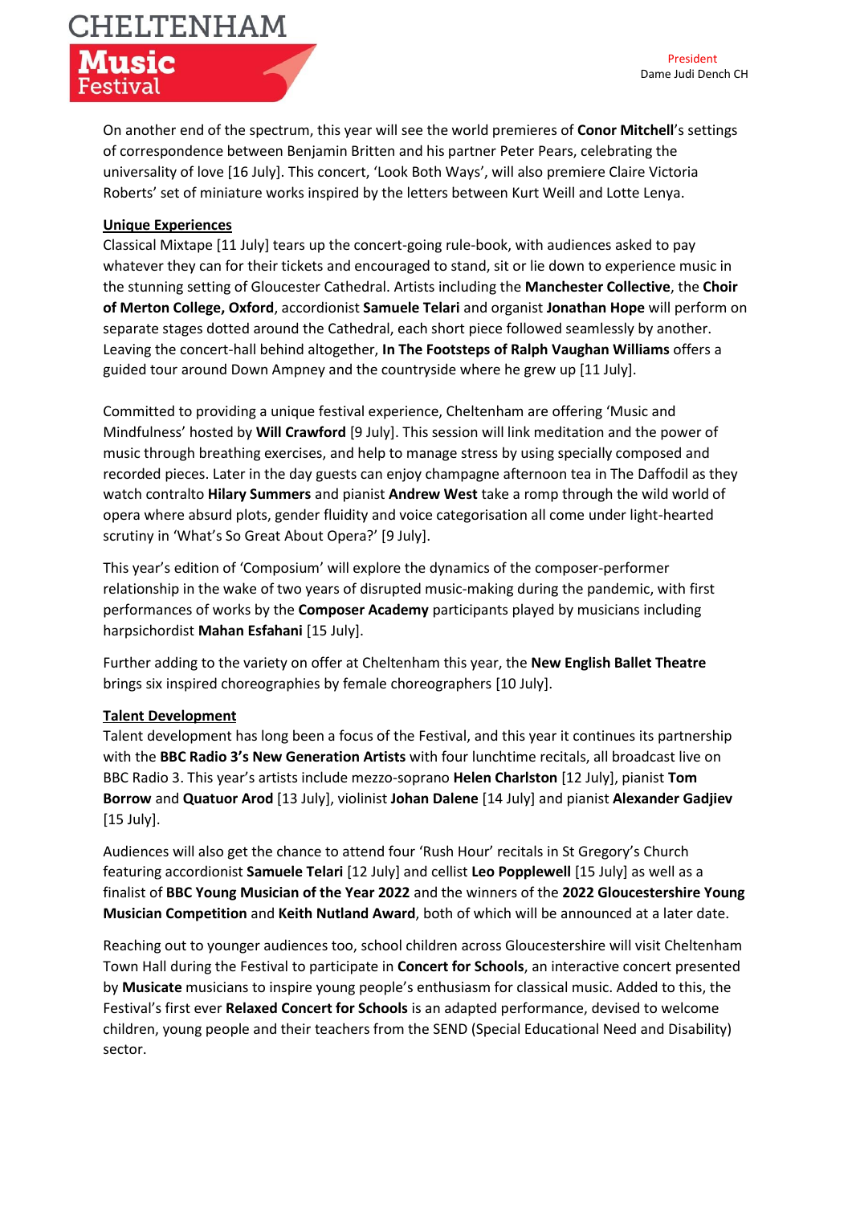On another end of the spectrum, this year will see the world premieres of **Conor Mitchell**'s settings of correspondence between Benjamin Britten and his partner Peter Pears, celebrating the universality of love [16 July]. This concert, 'Look Both Ways', will also premiere Claire Victoria Roberts' set of miniature works inspired by the letters between Kurt Weill and Lotte Lenya.

**Unique Experiences**

Classical Mixtape [11 July] tears up the concert-going rule-book, with audiences asked to pay whatever they can for their tickets and encouraged to stand, sit or lie down to experience music in the stunning setting of Gloucester Cathedral. Artists including the **Manchester Collective**, the **Choir of Merton College, Oxford**, accordionist **Samuele Telari** and organist **Jonathan Hope** will perform on separate stages dotted around the Cathedral, each short piece followed seamlessly by another. Leaving the concert-hall behind altogether, **In The Footsteps of Ralph Vaughan Williams** offers a guided tour around Down Ampney and the countryside where he grew up [11 July].

Committed to providing a unique festival experience, Cheltenham are offering 'Music and Mindfulness' hosted by **Will Crawford** [9 July]. This session will link meditation and the power of music through breathing exercises, and help to manage stress by using specially composed and recorded pieces. Later in the day guests can enjoy champagne afternoon tea in The Daffodil as they watch contralto **Hilary Summers** and pianist **Andrew West** take a romp through the wild world of opera where absurd plots, gender fluidity and voice categorisation all come under light-hearted scrutiny in 'What's So Great About Opera?' [9 July].

This year's edition of 'Composium' will explore the dynamics of the composer-performer relationship in the wake of two years of disrupted music-making during the pandemic, with first performances of works by the **Composer Academy** participants played by musicians including harpsichordist **Mahan Esfahani** [15 July].

Further adding to the variety on offer at Cheltenham this year, the **New English Ballet Theatre** brings six inspired choreographies by female choreographers [10 July].

**Talent Development**

Talent development has long been a focus of the Festival, and this year it continues its partnership with the **BBC Radio 3's New Generation Artists** with four lunchtime recitals, all broadcast live on BBC Radio 3. This year's artists include mezzo-soprano **Helen Charlston** [12 July], pianist **Tom Borrow** and **Quatuor Arod** [13 July], violinist **Johan Dalene** [14 July] and pianist **Alexander Gadjiev** [15 July].

Audiences will also get the chance to attend four 'Rush Hour' recitals in St Gregory's Church featuring accordionist **Samuele Telari** [12 July] and cellist **Leo Popplewell** [15 July] as well as a finalist of **BBC Young Musician of the Year 2022** and the winners of the **2022 Gloucestershire Young Musician Competition** and **Keith Nutland Award**, both of which will be announced at a later date.

Reaching out to younger audiences too, school children across Gloucestershire will visit Cheltenham Town Hall during the Festival to participate in **Concert for Schools**, an interactive concert presented by **Musicate** musicians to inspire young people's enthusiasm for classical music. Added to this, the Festival's first ever **Relaxed Concert for Schools** is an adapted performance, devised to welcome children, young people and their teachers from the SEND (Special Educational Need and Disability) sector.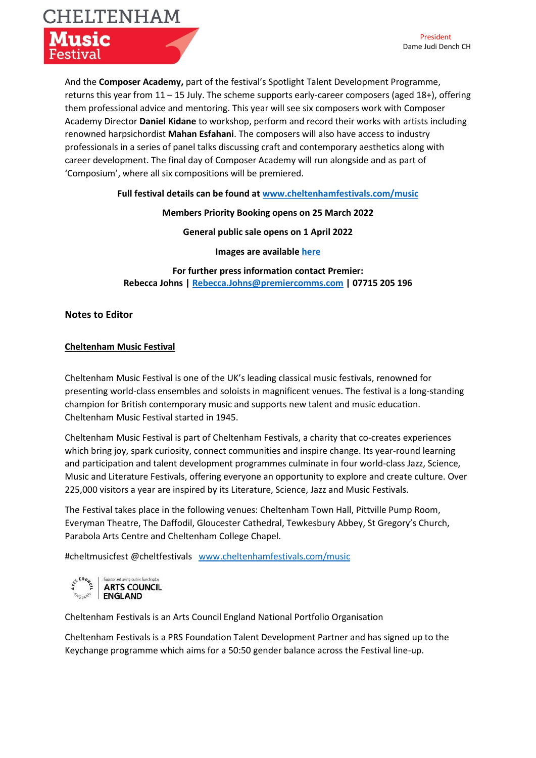And the **Composer Academy,** part of the festival's Spotlight Talent Development Programme, returns this year from 11 – 15 July. The scheme supports early-career composers (aged 18+), offering them professional advice and mentoring. This year will see six composers work with Composer Academy Director **Daniel Kidane** to workshop, perform and record their works with artists including renowned harpsichordist **Mahan Esfahani**. The composers will also have access to industry professionals in a series of panel talks discussing craft and contemporary aesthetics along with career development. The final day of Composer Academy will run alongside and as part of 'Composium', where all six compositions will be premiered.

**Full festival details can be found at [www.cheltenhamfestivals.com/music](www.cheltenhamfestivals.com/music)**

**Members Priority Booking opens on 25 March 2022**

**General public sale opens on 1 April 2022**

**Images are available [here]()**

**For further press information contact Premier:**
**Rebecca Johns | [Rebecca.Johns@premiercomms.com](mailto:Rebecca.Johns@premiercomms.com) | 07715 205 196**

## Notes to Editor

### Cheltenham Music Festival

Cheltenham Music Festival is one of the UK's leading classical music festivals, renowned for presenting world-class ensembles and soloists in magnificent venues. The festival is a long-standing champion for British contemporary music and supports new talent and music education. Cheltenham Music Festival started in 1945.

Cheltenham Music Festival is part of Cheltenham Festivals, a charity that co-creates experiences which bring joy, spark curiosity, connect communities and inspire change. Its year-round learning and participation and talent development programmes culminate in four world-class Jazz, Science, Music and Literature Festivals, offering everyone an opportunity to explore and create culture. Over 225,000 visitors a year are inspired by its Literature, Science, Jazz and Music Festivals.

The Festival takes place in the following venues: Cheltenham Town Hall, Pittville Pump Room, Everyman Theatre, The Daffodil, Gloucester Cathedral, Tewkesbury Abbey, St Gregory's Church, Parabola Arts Centre and Cheltenham College Chapel.

#cheltmusicfest @cheltfestivals [www.cheltenhamfestivals.com/music](www.cheltenhamfestivals.com/music)

Supported using public funding by ARTS COUNCIL ENGLAND

Cheltenham Festivals is an Arts Council England National Portfolio Organisation

Cheltenham Festivals is a PRS Foundation Talent Development Partner and has signed up to the Keychange programme which aims for a 50:50 gender balance across the Festival line-up.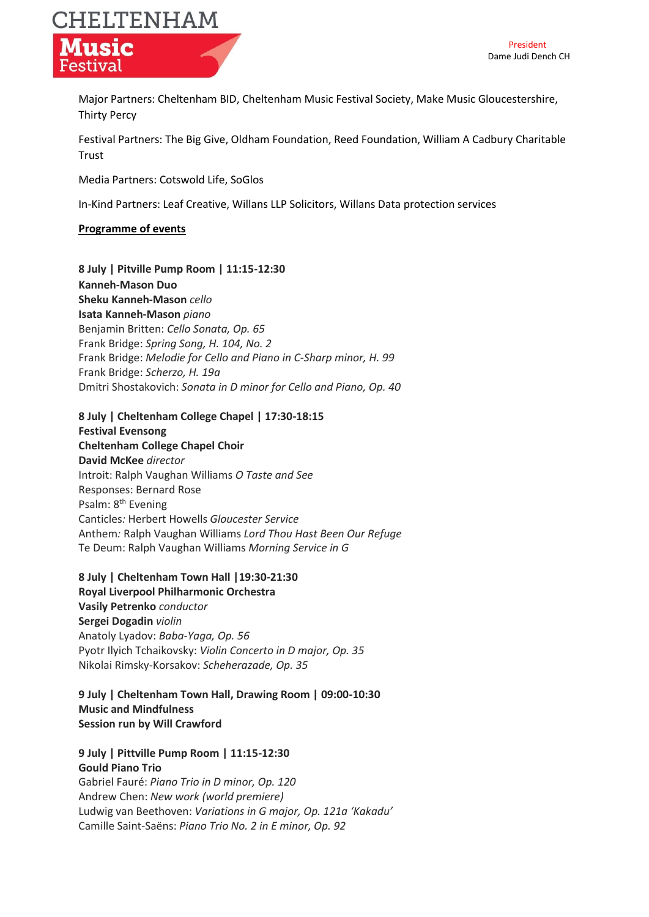Major Partners: Cheltenham BID, Cheltenham Music Festival Society, Make Music Gloucestershire, Thirty Percy

Festival Partners: The Big Give, Oldham Foundation, Reed Foundation, William A Cadbury Charitable Trust

Media Partners: Cotswold Life, SoGlos

In-Kind Partners: Leaf Creative, Willans LLP Solicitors, Willans Data protection services

**Programme of events**

**8 July | Pitville Pump Room | 11:15-12:30**
**Kanneh-Mason Duo**
**Sheku Kanneh-Mason** *cello*
**Isata Kanneh-Mason** *piano*
Benjamin Britten: *Cello Sonata, Op. 65*
Frank Bridge: *Spring Song, H. 104, No. 2*
Frank Bridge: *Melodie for Cello and Piano in C-Sharp minor, H. 99*
Frank Bridge: *Scherzo, H. 19a*
Dmitri Shostakovich: *Sonata in D minor for Cello and Piano, Op. 40*

**8 July | Cheltenham College Chapel | 17:30-18:15**
**Festival Evensong**
**Cheltenham College Chapel Choir**
**David McKee** *director*
Introit: Ralph Vaughan Williams *O Taste and See*
Responses: Bernard Rose
Psalm: 8th Evening
Canticles: Herbert Howells *Gloucester Service*
Anthem: Ralph Vaughan Williams *Lord Thou Hast Been Our Refuge*
Te Deum: Ralph Vaughan Williams *Morning Service in G*

**8 July | Cheltenham Town Hall |19:30-21:30**
**Royal Liverpool Philharmonic Orchestra**
**Vasily Petrenko** *conductor*
**Sergei Dogadin** *violin*
Anatoly Lyadov: *Baba-Yaga, Op. 56*
Pyotr Ilyich Tchaikovsky: *Violin Concerto in D major, Op. 35*
Nikolai Rimsky-Korsakov: *Scheherazade, Op. 35*

**9 July | Cheltenham Town Hall, Drawing Room | 09:00-10:30**
**Music and Mindfulness**
**Session run by Will Crawford**

**9 July | Pittville Pump Room | 11:15-12:30**
**Gould Piano Trio**
Gabriel Fauré: *Piano Trio in D minor, Op. 120*
Andrew Chen: *New work (world premiere)*
Ludwig van Beethoven: *Variations in G major, Op. 121a 'Kakadu'*
Camille Saint-Saëns: *Piano Trio No. 2 in E minor, Op. 92*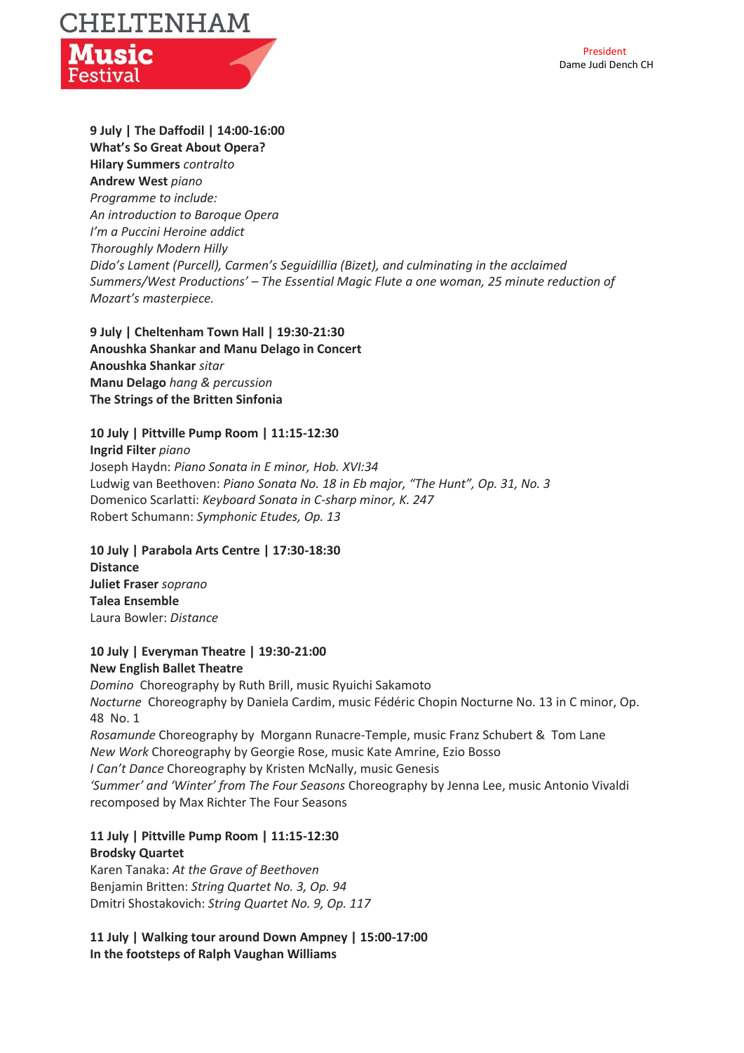**9 July | The Daffodil | 14:00-16:00**
**What's So Great About Opera?**
**Hilary Summers** *contralto*
**Andrew West** *piano*
*Programme to include:*
*An introduction to Baroque Opera*
*I'm a Puccini Heroine addict*
*Thoroughly Modern Hilly*
*Dido's Lament (Purcell), Carmen's Seguidillia (Bizet), and culminating in the acclaimed Summers/West Productions' – The Essential Magic Flute a one woman, 25 minute reduction of Mozart's masterpiece.*

**9 July | Cheltenham Town Hall | 19:30-21:30**
**Anoushka Shankar and Manu Delago in Concert**
**Anoushka Shankar** *sitar*
**Manu Delago** *hang & percussion*
**The Strings of the Britten Sinfonia**

**10 July | Pittville Pump Room | 11:15-12:30**
**Ingrid Filter** *piano*
Joseph Haydn: *Piano Sonata in E minor, Hob. XVI:34*
Ludwig van Beethoven: *Piano Sonata No. 18 in Eb major, "The Hunt", Op. 31, No. 3*
Domenico Scarlatti: *Keyboard Sonata in C-sharp minor, K. 247*
Robert Schumann: *Symphonic Etudes, Op. 13*

**10 July | Parabola Arts Centre | 17:30-18:30**
**Distance**
**Juliet Fraser** *soprano*
**Talea Ensemble**
Laura Bowler: *Distance*

**10 July | Everyman Theatre | 19:30-21:00**
**New English Ballet Theatre**
*Domino* Choreography by Ruth Brill, music Ryuichi Sakamoto
*Nocturne* Choreography by Daniela Cardim, music Fédéric Chopin Nocturne No. 13 in C minor, Op. 48 No. 1
*Rosamunde* Choreography by Morgann Runacre-Temple, music Franz Schubert & Tom Lane
*New Work* Choreography by Georgie Rose, music Kate Amrine, Ezio Bosso
*I Can't Dance* Choreography by Kristen McNally, music Genesis
*'Summer' and 'Winter' from The Four Seasons* Choreography by Jenna Lee, music Antonio Vivaldi recomposed by Max Richter The Four Seasons

**11 July | Pittville Pump Room | 11:15-12:30**
**Brodsky Quartet**
Karen Tanaka: *At the Grave of Beethoven*
Benjamin Britten: *String Quartet No. 3, Op. 94*
Dmitri Shostakovich: *String Quartet No. 9, Op. 117*

**11 July | Walking tour around Down Ampney | 15:00-17:00**
**In the footsteps of Ralph Vaughan Williams**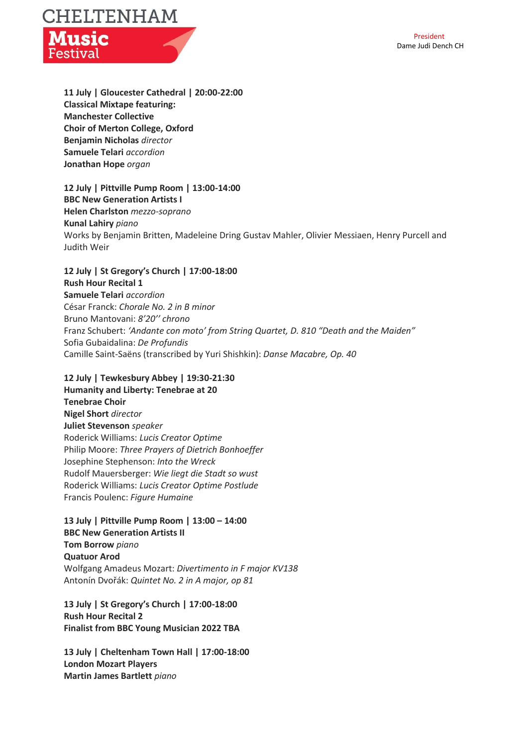**11 July | Gloucester Cathedral | 20:00-22:00**
**Classical Mixtape featuring:**
**Manchester Collective**
**Choir of Merton College, Oxford**
**Benjamin Nicholas** *director*
**Samuele Telari** *accordion*
**Jonathan Hope** *organ*

**12 July | Pittville Pump Room | 13:00-14:00**
**BBC New Generation Artists I**
**Helen Charlston** *mezzo-soprano*
**Kunal Lahiry** *piano*
Works by Benjamin Britten, Madeleine Dring Gustav Mahler, Olivier Messiaen, Henry Purcell and Judith Weir

**12 July | St Gregory's Church | 17:00-18:00**
**Rush Hour Recital 1**
**Samuele Telari** *accordion*
César Franck: *Chorale No. 2 in B minor*
Bruno Mantovani: *8'20'' chrono*
Franz Schubert: *'Andante con moto' from String Quartet, D. 810 "Death and the Maiden"*
Sofia Gubaidalina: *De Profundis*
Camille Saint-Saëns (transcribed by Yuri Shishkin): *Danse Macabre, Op. 40*

**12 July | Tewkesbury Abbey | 19:30-21:30**
**Humanity and Liberty: Tenebrae at 20**
**Tenebrae Choir**
**Nigel Short** *director*
**Juliet Stevenson** *speaker*
Roderick Williams: *Lucis Creator Optime*
Philip Moore: *Three Prayers of Dietrich Bonhoeffer*
Josephine Stephenson: *Into the Wreck*
Rudolf Mauersberger: *Wie liegt die Stadt so wust*
Roderick Williams: *Lucis Creator Optime Postlude*
Francis Poulenc: *Figure Humaine*

**13 July | Pittville Pump Room | 13:00 – 14:00**
**BBC New Generation Artists II**
**Tom Borrow** *piano*
**Quatuor Arod**
Wolfgang Amadeus Mozart: *Divertimento in F major KV138*
Antonín Dvořák: *Quintet No. 2 in A major, op 81*

**13 July | St Gregory's Church | 17:00-18:00**
**Rush Hour Recital 2**
**Finalist from BBC Young Musician 2022 TBA**

**13 July | Cheltenham Town Hall | 17:00-18:00**
**London Mozart Players**
**Martin James Bartlett** *piano*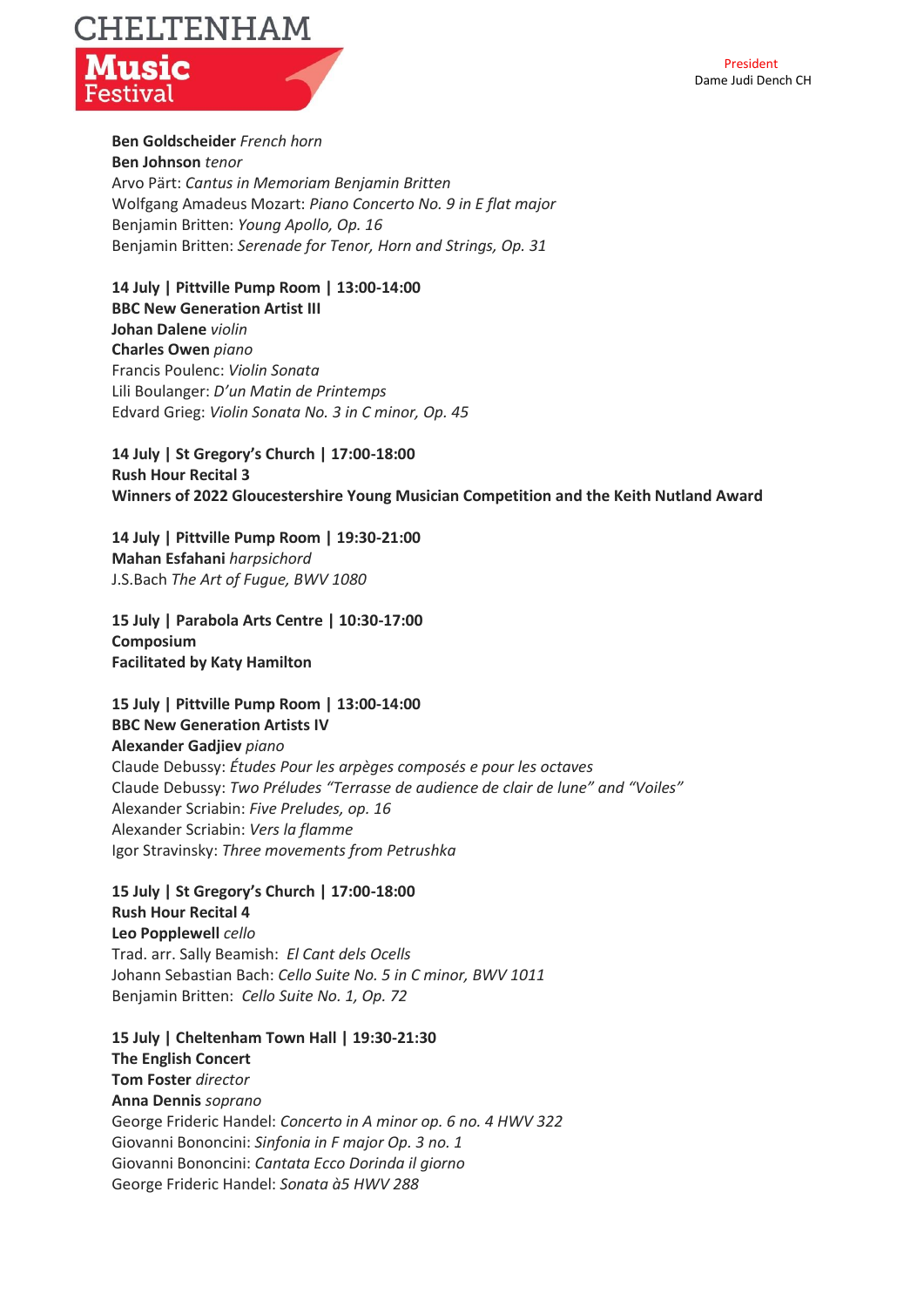**Ben Goldscheider** *French horn*
**Ben Johnson** *tenor*
Arvo Pärt: *Cantus in Memoriam Benjamin Britten*
Wolfgang Amadeus Mozart: *Piano Concerto No. 9 in E flat major*
Benjamin Britten: *Young Apollo, Op. 16*
Benjamin Britten: *Serenade for Tenor, Horn and Strings, Op. 31*

**14 July | Pittville Pump Room | 13:00-14:00**
**BBC New Generation Artist III**
**Johan Dalene** *violin*
**Charles Owen** *piano*
Francis Poulenc: *Violin Sonata*
Lili Boulanger: *D'un Matin de Printemps*
Edvard Grieg: *Violin Sonata No. 3 in C minor, Op. 45*

**14 July | St Gregory's Church | 17:00-18:00**
**Rush Hour Recital 3**
**Winners of 2022 Gloucestershire Young Musician Competition and the Keith Nutland Award**

**14 July | Pittville Pump Room | 19:30-21:00**
**Mahan Esfahani** *harpsichord*
J.S.Bach *The Art of Fugue, BWV 1080*

**15 July | Parabola Arts Centre | 10:30-17:00**
**Composium**
**Facilitated by Katy Hamilton**

**15 July | Pittville Pump Room | 13:00-14:00**
**BBC New Generation Artists IV**
**Alexander Gadjiev** *piano*
Claude Debussy: *Études Pour les arpèges composés e pour les octaves*
Claude Debussy: *Two Préludes "Terrasse de audience de clair de lune" and "Voiles"*
Alexander Scriabin: *Five Preludes, op. 16*
Alexander Scriabin: *Vers la flamme*
Igor Stravinsky: *Three movements from Petrushka*

**15 July | St Gregory's Church | 17:00-18:00**
**Rush Hour Recital 4**
**Leo Popplewell** *cello*
Trad. arr. Sally Beamish: *El Cant dels Ocells*
Johann Sebastian Bach: *Cello Suite No. 5 in C minor, BWV 1011*
Benjamin Britten: *Cello Suite No. 1, Op. 72*

**15 July | Cheltenham Town Hall | 19:30-21:30**
**The English Concert**
**Tom Foster** *director*
**Anna Dennis** *soprano*
George Frideric Handel: *Concerto in A minor op. 6 no. 4 HWV 322*
Giovanni Bononcini: *Sinfonia in F major Op. 3 no. 1*
Giovanni Bononcini: *Cantata Ecco Dorinda il giorno*
George Frideric Handel: *Sonata à5 HWV 288*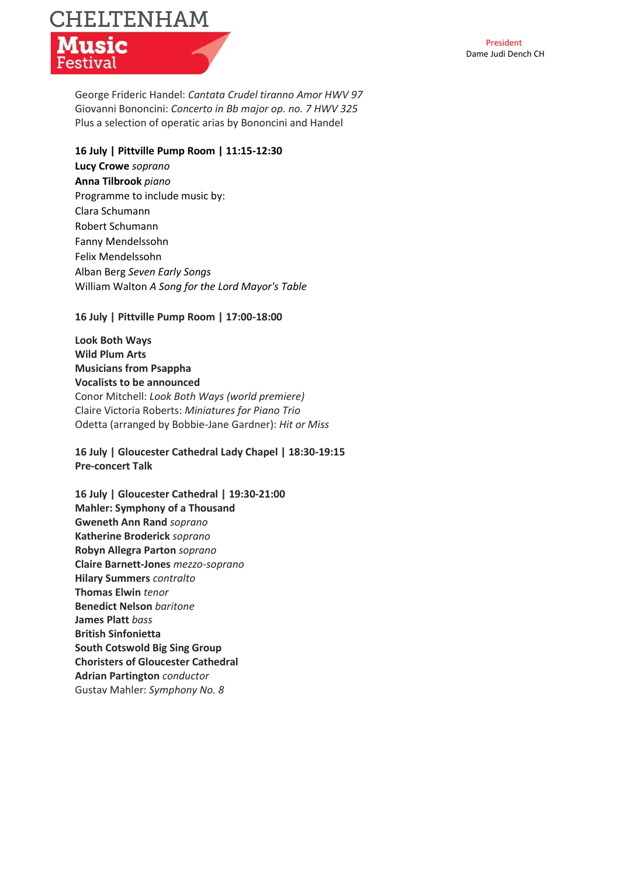George Frideric Handel: *Cantata Crudel tiranno Amor HWV 97*
Giovanni Bononcini: *Concerto in Bb major op. no. 7 HWV 325*
Plus a selection of operatic arias by Bononcini and Handel

**16 July | Pittville Pump Room | 11:15-12:30**
**Lucy Crowe** *soprano*
**Anna Tilbrook** *piano*
Programme to include music by:
Clara Schumann
Robert Schumann
Fanny Mendelssohn
Felix Mendelssohn
Alban Berg *Seven Early Songs*
William Walton *A Song for the Lord Mayor's Table*

**16 July | Pittville Pump Room | 17:00-18:00**

**Look Both Ways**
**Wild Plum Arts**
**Musicians from Psappha**
**Vocalists to be announced**
Conor Mitchell: *Look Both Ways (world premiere)*
Claire Victoria Roberts: *Miniatures for Piano Trio*
Odetta (arranged by Bobbie-Jane Gardner): *Hit or Miss*

**16 July | Gloucester Cathedral Lady Chapel | 18:30-19:15**
**Pre-concert Talk**

**16 July | Gloucester Cathedral | 19:30-21:00**
**Mahler: Symphony of a Thousand**
**Gweneth Ann Rand** *soprano*
**Katherine Broderick** *soprano*
**Robyn Allegra Parton** *soprano*
**Claire Barnett-Jones** *mezzo-soprano*
**Hilary Summers** *contralto*
**Thomas Elwin** *tenor*
**Benedict Nelson** *baritone*
**James Platt** *bass*
**British Sinfonietta**
**South Cotswold Big Sing Group**
**Choristers of Gloucester Cathedral**
**Adrian Partington** *conductor*
Gustav Mahler: *Symphony No. 8*